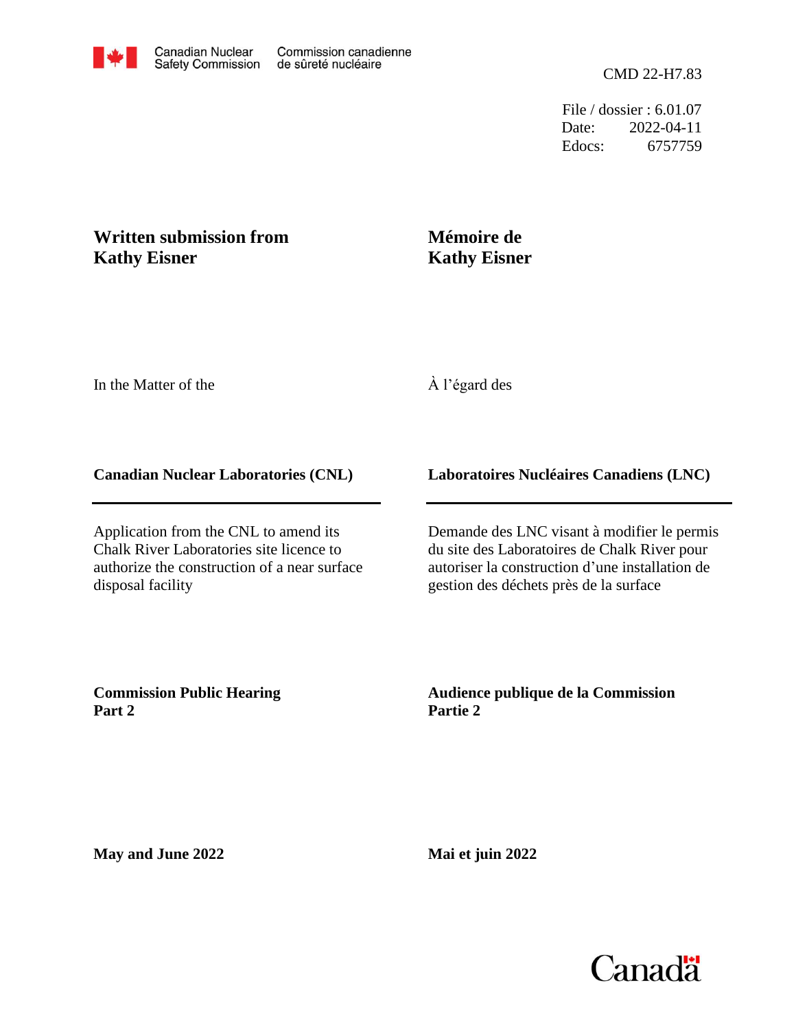Canadian Nuclear Safety Commission / Commission canadienne de sûreté nucléaire

CMD 22-H7.83

File / dossier : 6.01.07
Date: 2022-04-11
Edocs: 6757759

**Written submission from Kathy Eisner**

**Mémoire de Kathy Eisner**

In the Matter of the

À l'égard des

**Canadian Nuclear Laboratories (CNL)**

**Laboratoires Nucléaires Canadiens (LNC)**

Application from the CNL to amend its Chalk River Laboratories site licence to authorize the construction of a near surface disposal facility

Demande des LNC visant à modifier le permis du site des Laboratoires de Chalk River pour autoriser la construction d'une installation de gestion des déchets près de la surface

**Commission Public Hearing Part 2**

**Audience publique de la Commission Partie 2**

**May and June 2022**

**Mai et juin 2022**

Canada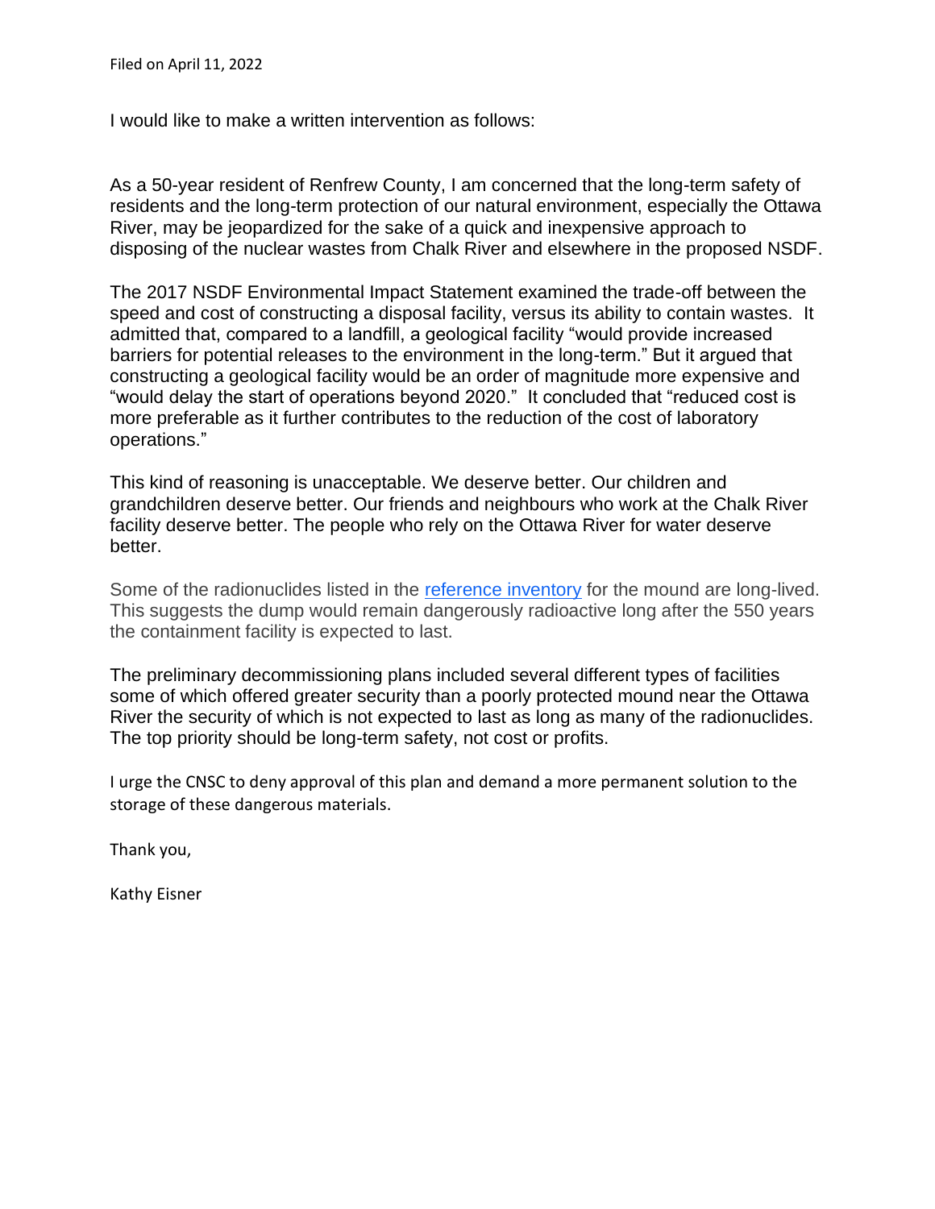Filed on April 11, 2022

I would like to make a written intervention as follows:

As a 50-year resident of Renfrew County, I am concerned that the long-term safety of residents and the long-term protection of our natural environment, especially the Ottawa River, may be jeopardized for the sake of a quick and inexpensive approach to disposing of the nuclear wastes from Chalk River and elsewhere in the proposed NSDF.

The 2017 NSDF Environmental Impact Statement examined the trade-off between the speed and cost of constructing a disposal facility, versus its ability to contain wastes. It admitted that, compared to a landfill, a geological facility "would provide increased barriers for potential releases to the environment in the long-term." But it argued that constructing a geological facility would be an order of magnitude more expensive and "would delay the start of operations beyond 2020." It concluded that "reduced cost is more preferable as it further contributes to the reduction of the cost of laboratory operations."

This kind of reasoning is unacceptable. We deserve better. Our children and grandchildren deserve better. Our friends and neighbours who work at the Chalk River facility deserve better. The people who rely on the Ottawa River for water deserve better.

Some of the radionuclides listed in the reference inventory for the mound are long-lived. This suggests the dump would remain dangerously radioactive long after the 550 years the containment facility is expected to last.

The preliminary decommissioning plans included several different types of facilities some of which offered greater security than a poorly protected mound near the Ottawa River the security of which is not expected to last as long as many of the radionuclides. The top priority should be long-term safety, not cost or profits.

I urge the CNSC to deny approval of this plan and demand a more permanent solution to the storage of these dangerous materials.

Thank you,

Kathy Eisner